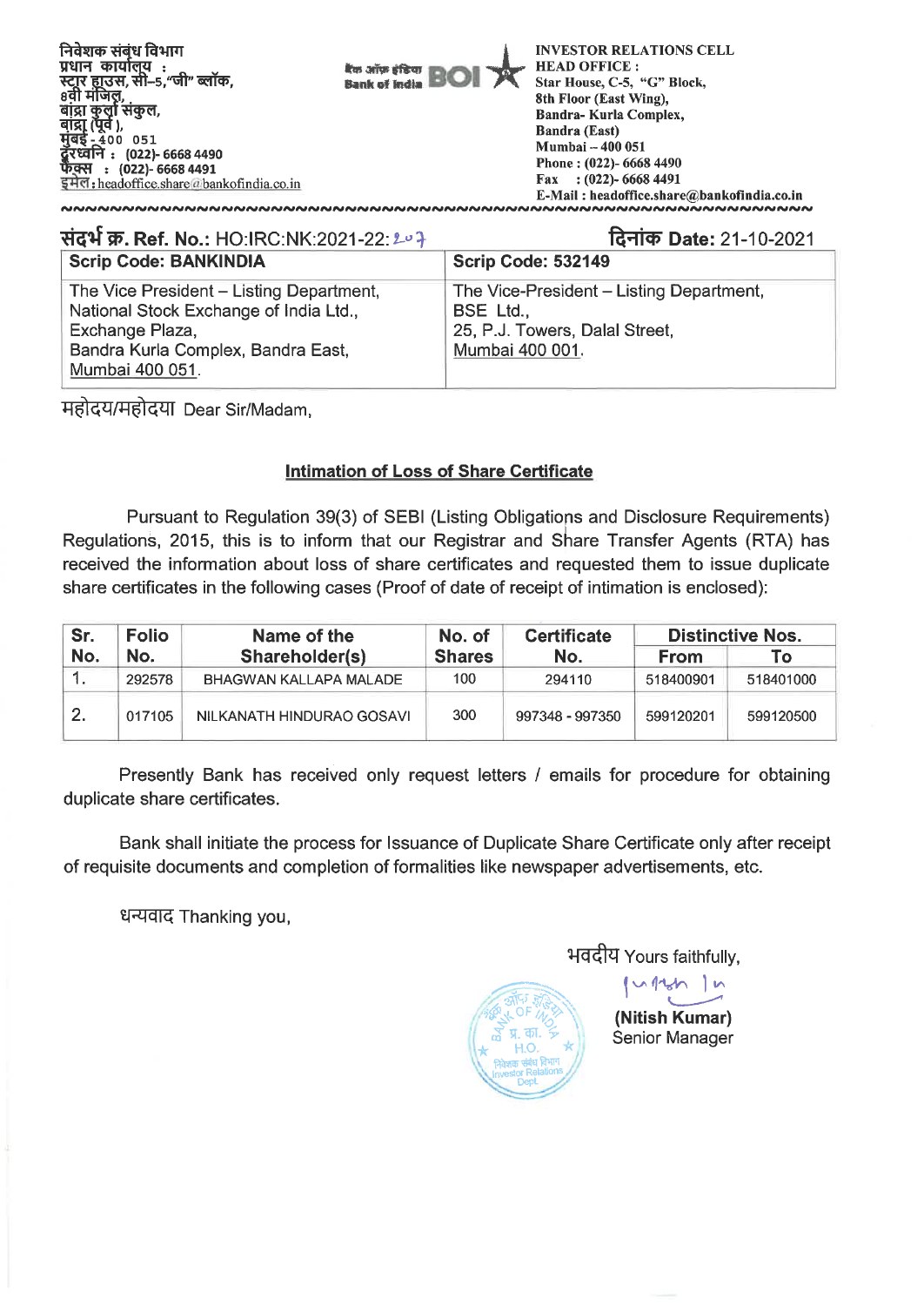निवेशक संबंध विभाग
प्रधान कार्यालय :
स्टार हाउस, सी-5,"जी" ब्लॉक,
8वी मंजिल,
बांद्रा कुर्ला संकुल,
बांद्रा (पूर्व ),
मुंबई - 400 051
दूरध्वनि : (022)- 6668 4490
फैक्स : (022)- 6668 4491
इमेल : headoffice.share@bankofindia.co.in

बैंक ऑफ इंडिया BOI Bank of India

INVESTOR RELATIONS CELL
HEAD OFFICE :
Star House, C-5, "G" Block,
8th Floor (East Wing),
Bandra- Kurla Complex,
Bandra (East)
Mumbai – 400 051
Phone : (022)- 6668 4490
Fax : (022)- 6668 4491
E-Mail : headoffice.share@bankofindia.co.in

**संदर्भ क्र. Ref. No.:** HO:IRC:NK:2021-22:207

**दिनांक Date:** 21-10-2021

| **Scrip Code: BANKINDIA** | **Scrip Code: 532149** |
|---|---|
| The Vice President – Listing Department, National Stock Exchange of India Ltd., Exchange Plaza, Bandra Kurla Complex, Bandra East, Mumbai 400 051. | The Vice-President – Listing Department, BSE Ltd., 25, P.J. Towers, Dalal Street, Mumbai 400 001. |

महोदय/महोदया Dear Sir/Madam,

**Intimation of Loss of Share Certificate**

Pursuant to Regulation 39(3) of SEBI (Listing Obligations and Disclosure Requirements) Regulations, 2015, this is to inform that our Registrar and Share Transfer Agents (RTA) has received the information about loss of share certificates and requested them to issue duplicate share certificates in the following cases (Proof of date of receipt of intimation is enclosed):

| Sr. No. | Folio No. | Name of the Shareholder(s) | No. of Shares | Certificate No. | Distinctive Nos. | |
|---|---|---|---|---|---|---|
| | | | | | From | To |
| 1. | 292578 | BHAGWAN KALLAPA MALADE | 100 | 294110 | 518400901 | 518401000 |
| 2. | 017105 | NILKANATH HINDURAO GOSAVI | 300 | 997348 - 997350 | 599120201 | 599120500 |

Presently Bank has received only request letters / emails for procedure for obtaining duplicate share certificates.

Bank shall initiate the process for Issuance of Duplicate Share Certificate only after receipt of requisite documents and completion of formalities like newspaper advertisements, etc.

धन्यवाद Thanking you,

भवदीय Yours faithfully,

**(Nitish Kumar)**
Senior Manager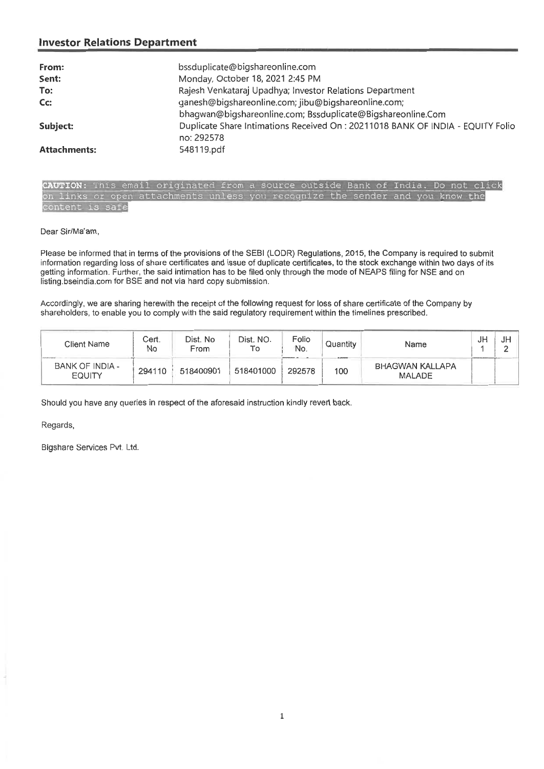## Investor Relations Department

| | |
|---|---|
| **From:** | bssduplicate@bigshareonline.com |
| **Sent:** | Monday, October 18, 2021 2:45 PM |
| **To:** | Rajesh Venkataraj Upadhya; Investor Relations Department |
| **Cc:** | ganesh@bigshareonline.com; jibu@bigshareonline.com; bhagwan@bigshareonline.com; Bssduplicate@Bigshareonline.Com |
| **Subject:** | Duplicate Share Intimations Received On : 20211018 BANK OF INDIA - EQUITY Folio no: 292578 |
| **Attachments:** | 548119.pdf |

**CAUTION:** This email originated from a source outside Bank of India. Do not click on links or open attachments unless you recognize the sender and you know the content is safe

Dear Sir/Ma'am,

Please be informed that in terms of the provisions of the SEBI (LODR) Regulations, 2015, the Company is required to submit information regarding loss of share certificates and issue of duplicate certificates, to the stock exchange within two days of its getting information. Further, the said intimation has to be filed only through the mode of NEAPS filing for NSE and on listing.bseindia.com for BSE and not via hard copy submission.

Accordingly, we are sharing herewith the receipt of the following request for loss of share certificate of the Company by shareholders, to enable you to comply with the said regulatory requirement within the timelines prescribed.

| Client Name | Cert. No | Dist. No From | Dist. NO. To | Folio No. | Quantity | Name | JH 1 | JH 2 |
|---|---|---|---|---|---|---|---|---|
| BANK OF INDIA - EQUITY | 294110 | 518400901 | 518401000 | 292578 | 100 | BHAGWAN KALLAPA MALADE | | |

Should you have any queries in respect of the aforesaid instruction kindly revert back.

Regards,

Bigshare Services Pvt. Ltd.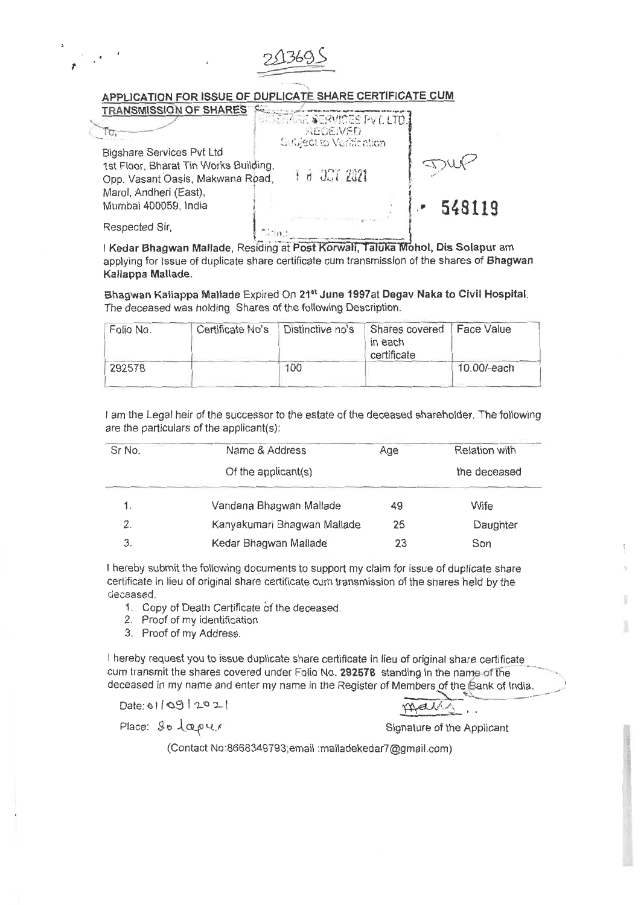213695

## APPLICATION FOR ISSUE OF DUPLICATE SHARE CERTIFICATE CUM TRANSMISSION OF SHARES

BIGSHARE SERVICES PVT. LTD.
RECEIVED
Subject to Verification
1 8 OCT 2021

DUP

548119

To,

Bigshare Services Pvt Ltd
1st Floor, Bharat Tin Works Building,
Opp. Vasant Oasis, Makwana Road,
Marol, Andheri (East),
Mumbai 400059, India

Respected Sir,

I **Kedar Bhagwan Mallade**, Residing at **Post Korwali, Taluka Mohol, Dis Solapur** am applying for issue of duplicate share certificate cum transmission of the shares of **Bhagwan Kallappa Mallade.**

**Bhagwan Kallappa Mallade** Expired On **21st June 1997**at **Degav Naka to Civil Hospital**. The deceased was holding Shares of the following Description.

| Folio No. | Certificate No's | Distinctive no's | Shares covered in each certificate | Face Value |
|---|---|---|---|---|
| 292578 | | 100 | | 10.00/-each |

I am the Legal heir of the successor to the estate of the deceased shareholder. The following are the particulars of the applicant(s):

| Sr No. | Name & Address Of the applicant(s) | Age | Relation with the deceased |
|---|---|---|---|
| 1. | Vandana Bhagwan Mallade | 49 | Wife |
| 2. | Kanyakumari Bhagwan Mallade | 25 | Daughter |
| 3. | Kedar Bhagwan Mallade | 23 | Son |

I hereby submit the following documents to support my claim for issue of duplicate share certificate in lieu of original share certificate cum transmission of the shares held by the deceased.

1. Copy of Death Certificate of the deceased.
2. Proof of my identification
3. Proof of my Address.

I hereby request you to issue duplicate share certificate in lieu of original share certificate cum transmit the shares covered under Folio No. **292578** standing in the name of the deceased in my name and enter my name in the Register of Members of the Bank of India.

Date: 01/09/2021

Place: Solapur

Signature of the Applicant

(Contact No:8668349793;email :malladekedar7@gmail.com)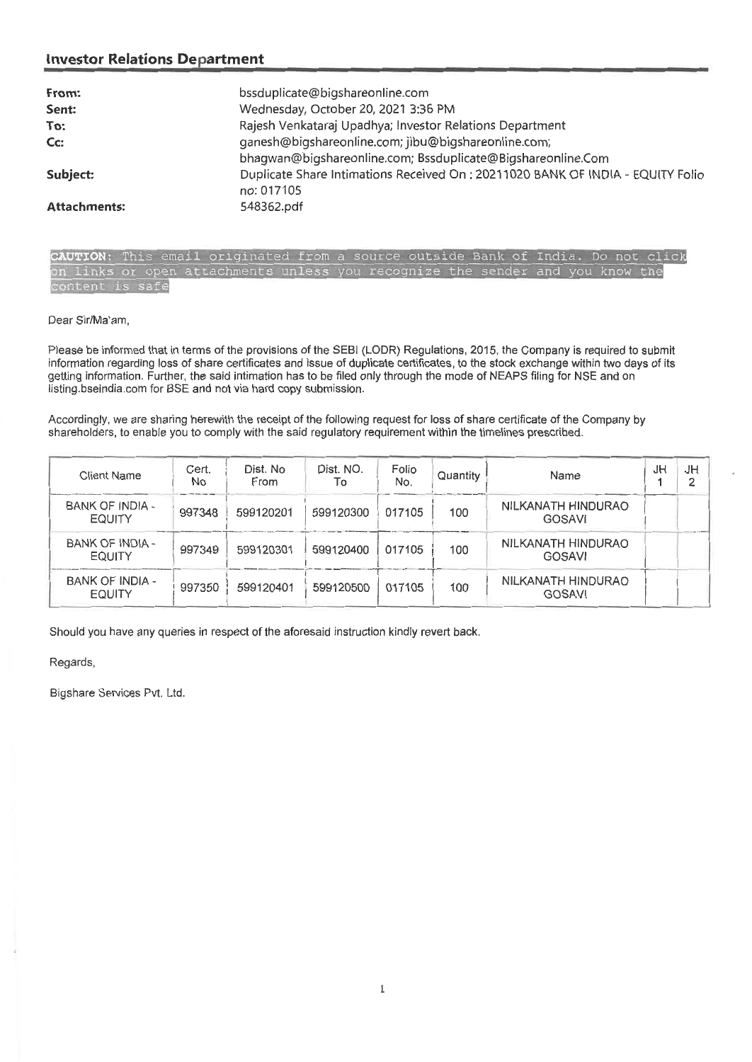## Investor Relations Department

| | |
|---|---|
| **From:** | bssduplicate@bigshareonline.com |
| **Sent:** | Wednesday, October 20, 2021 3:36 PM |
| **To:** | Rajesh Venkataraj Upadhya; Investor Relations Department |
| **Cc:** | ganesh@bigshareonline.com; jibu@bigshareonline.com; bhagwan@bigshareonline.com; Bssduplicate@Bigshareonline.Com |
| **Subject:** | Duplicate Share Intimations Received On : 20211020 BANK OF INDIA - EQUITY Folio no: 017105 |
| **Attachments:** | 548362.pdf |

**CAUTION:** This email originated from a source outside Bank of India. Do not click on links or open attachments unless you recognize the sender and you know the content is safe

Dear Sir/Ma'am,

Please be informed that in terms of the provisions of the SEBI (LODR) Regulations, 2015, the Company is required to submit information regarding loss of share certificates and issue of duplicate certificates, to the stock exchange within two days of its getting information. Further, the said intimation has to be filed only through the mode of NEAPS filing for NSE and on listing.bseindia.com for BSE and not via hard copy submission.

Accordingly, we are sharing herewith the receipt of the following request for loss of share certificate of the Company by shareholders, to enable you to comply with the said regulatory requirement within the timelines prescribed.

| Client Name | Cert. No | Dist. No From | Dist. NO. To | Folio No. | Quantity | Name | JH 1 | JH 2 |
|---|---|---|---|---|---|---|---|---|
| BANK OF INDIA - EQUITY | 997348 | 599120201 | 599120300 | 017105 | 100 | NILKANATH HINDURAO GOSAVI | | |
| BANK OF INDIA - EQUITY | 997349 | 599120301 | 599120400 | 017105 | 100 | NILKANATH HINDURAO GOSAVI | | |
| BANK OF INDIA - EQUITY | 997350 | 599120401 | 599120500 | 017105 | 100 | NILKANATH HINDURAO GOSAVI | | |

Should you have any queries in respect of the aforesaid instruction kindly revert back.

Regards,

Bigshare Services Pvt. Ltd.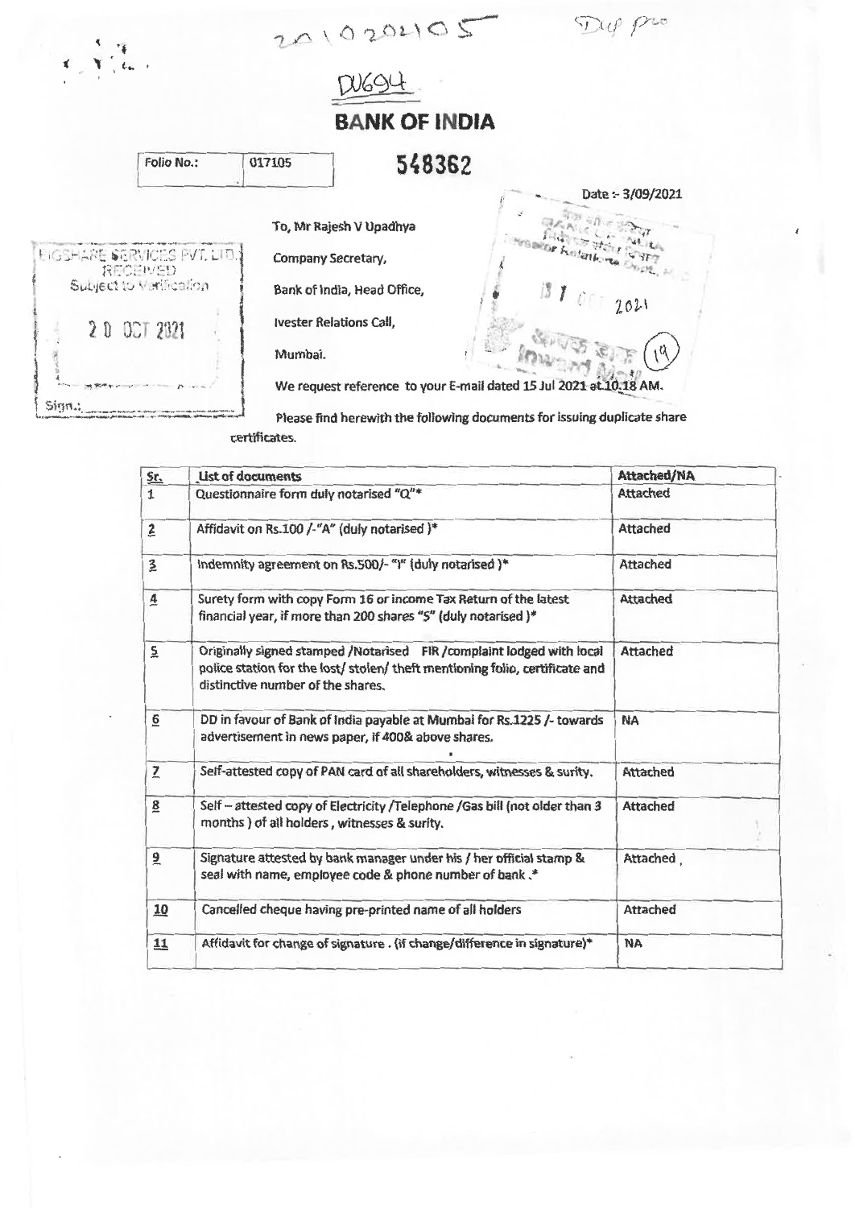201020405

Dup Pro

DU694

# BANK OF INDIA

| Folio No.: | 017105 |
|---|---|

548362

Date :- 3/09/2021

BIGSHARE SERVICES PVT. LTD.
RECEIVED
Subject to Verification

20 OCT 2021

Sign.:

To, Mr Rajesh V Upadhya

Company Secretary,

Bank of India, Head Office,

Ivester Relations Call,

Mumbai.

Investor Relations Dept.

11 OCT 2021

Inward Mail (19)

We request reference to your E-mail dated 15 Jul 2021 at 10.18 AM.

Please find herewith the following documents for issuing duplicate share certificates.

| Sr. | List of documents | Attached/NA |
|---|---|---|
| 1 | Questionnaire form duly notarised "Q"* | Attached |
| 2 | Affidavit on Rs.100 /-"A" (duly notarised )* | Attached |
| 3 | Indemnity agreement on Rs.500/- "I" (duly notarised )* | Attached |
| 4 | Surety form with copy Form 16 or income Tax Return of the latest financial year, if more than 200 shares "S" (duly notarised )* | Attached |
| 5 | Originally signed stamped /Notarised FIR /complaint lodged with local police station for the lost/ stolen/ theft mentioning folio, certificate and distinctive number of the shares. | Attached |
| 6 | DD in favour of Bank of India payable at Mumbai for Rs.1225 /- towards advertisement in news paper, if 400& above shares. | NA |
| 7 | Self-attested copy of PAN card of all shareholders, witnesses & surity. | Attached |
| 8 | Self – attested copy of Electricity /Telephone /Gas bill (not older than 3 months ) of all holders , witnesses & surity. | Attached |
| 9 | Signature attested by bank manager under his / her official stamp & seal with name, employee code & phone number of bank .* | Attached , |
| 10 | Cancelled cheque having pre-printed name of all holders | Attached |
| 11 | Affidavit for change of signature . (if change/difference in signature)* | NA |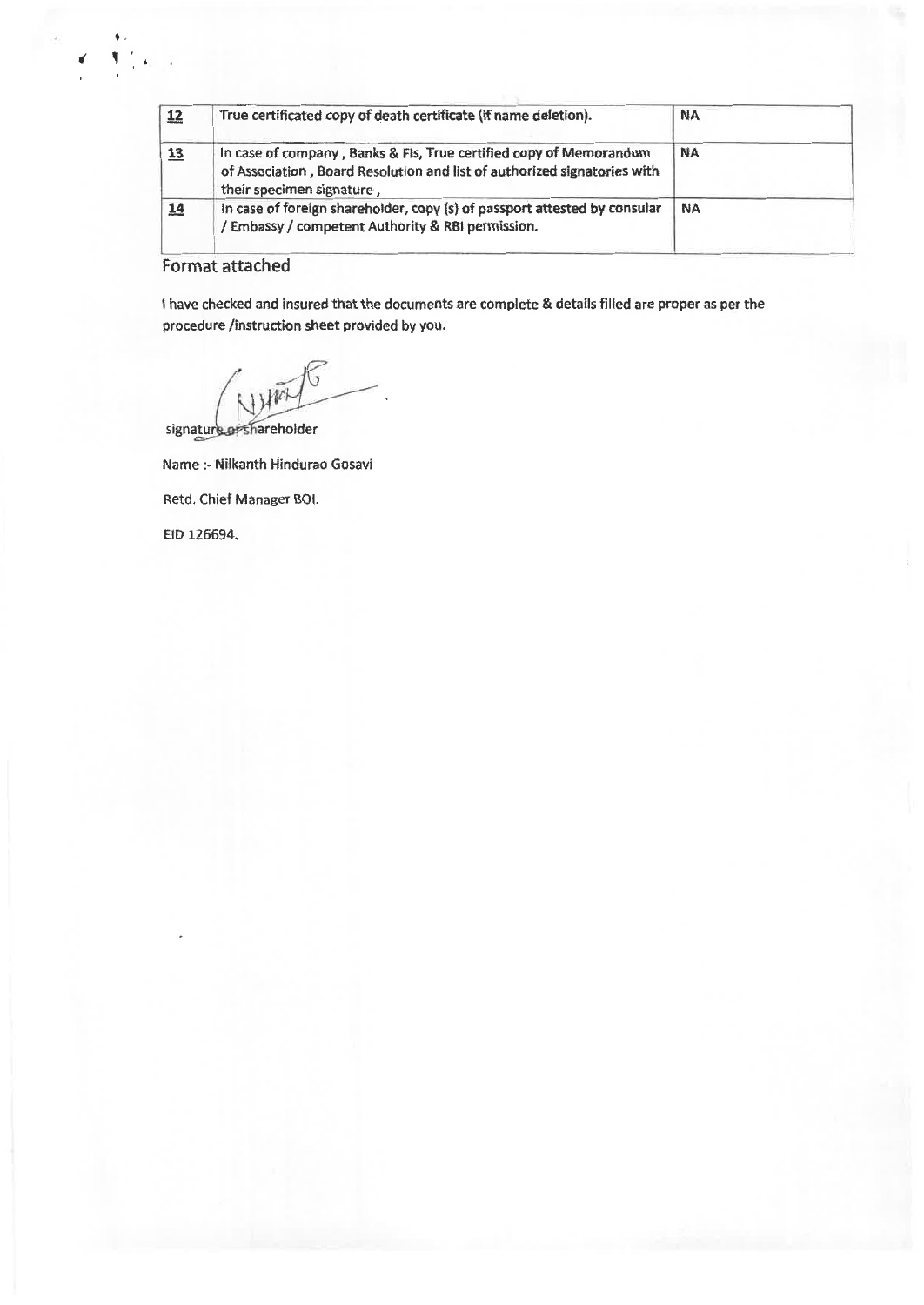| | | |
|---|---|---|
| 12 | True certificated copy of death certificate (if name deletion). | NA |
| 13 | In case of company , Banks & FIs, True certified copy of Memorandum of Association , Board Resolution and list of authorized signatories with their specimen signature , | NA |
| 14 | In case of foreign shareholder, copy (s) of passport attested by consular / Embassy / competent Authority & RBI permission. | NA |

## Format attached

I have checked and insured that the documents are complete & details filled are proper as per the procedure /instruction sheet provided by you.

signature of shareholder

Name :- Nilkanth Hindurao Gosavi

Retd. Chief Manager BOI.

EID 126694.